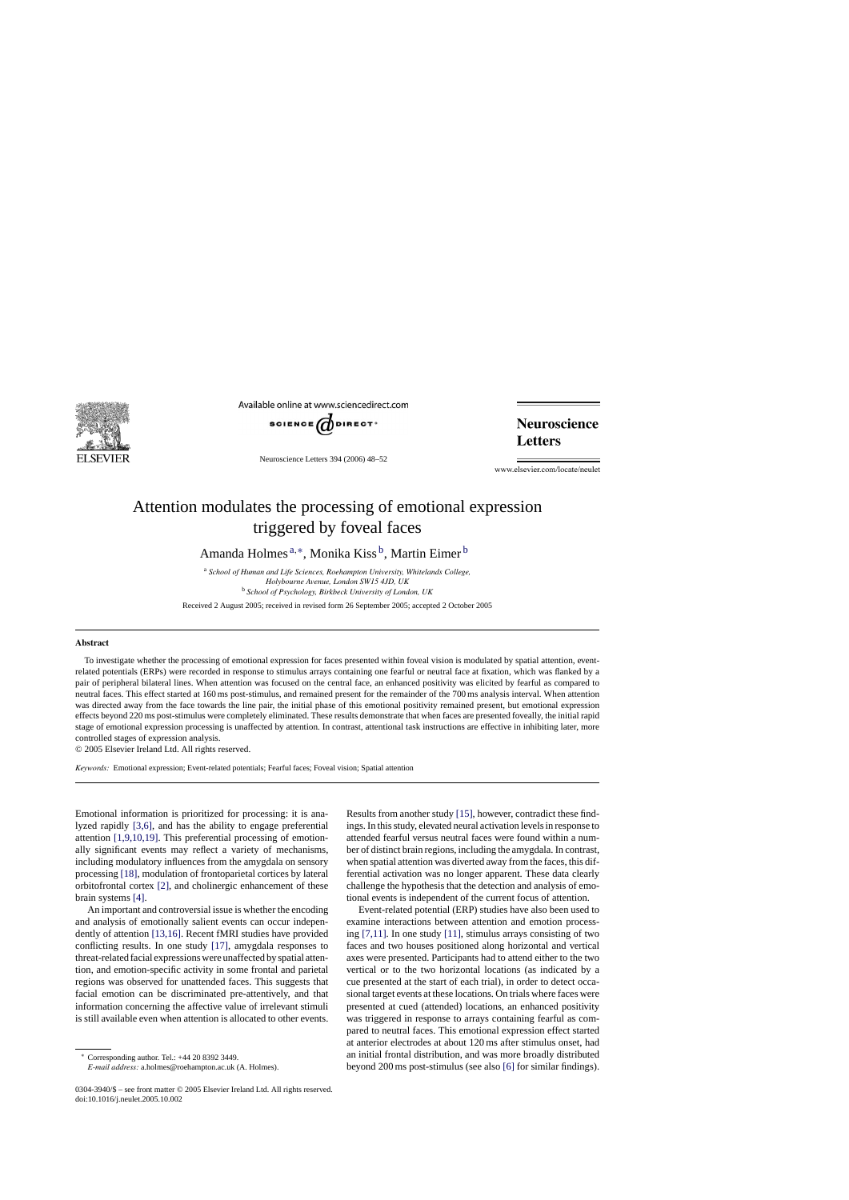# Attention modulates the processing of emotional expression triggered by foveal faces

Amanda Holmes [a,*], Monika Kiss [b], Martin Eimer [b]

[a] *School of Human and Life Sciences, Roehampton University, Whitelands College, Holybourne Avenue, London SW15 4JD, UK*
[b] *School of Psychology, Birkbeck University of London, UK*

Received 2 August 2005; received in revised form 26 September 2005; accepted 2 October 2005

## Abstract

To investigate whether the processing of emotional expression for faces presented within foveal vision is modulated by spatial attention, event-related potentials (ERPs) were recorded in response to stimulus arrays containing one fearful or neutral face at fixation, which was flanked by a pair of peripheral bilateral lines. When attention was focused on the central face, an enhanced positivity was elicited by fearful as compared to neutral faces. This effect started at 160 ms post-stimulus, and remained present for the remainder of the 700 ms analysis interval. When attention was directed away from the face towards the line pair, the initial phase of this emotional positivity remained present, but emotional expression effects beyond 220 ms post-stimulus were completely eliminated. These results demonstrate that when faces are presented foveally, the initial rapid stage of emotional expression processing is unaffected by attention. In contrast, attentional task instructions are effective in inhibiting later, more controlled stages of expression analysis.

© 2005 Elsevier Ireland Ltd. All rights reserved.

*Keywords:* Emotional expression; Event-related potentials; Fearful faces; Foveal vision; Spatial attention

Emotional information is prioritized for processing: it is analyzed rapidly [3,6], and has the ability to engage preferential attention [1,9,10,19]. This preferential processing of emotionally significant events may reflect a variety of mechanisms, including modulatory influences from the amygdala on sensory processing [18], modulation of frontoparietal cortices by lateral orbitofrontal cortex [2], and cholinergic enhancement of these brain systems [4].

An important and controversial issue is whether the encoding and analysis of emotionally salient events can occur independently of attention [13,16]. Recent fMRI studies have provided conflicting results. In one study [17], amygdala responses to threat-related facial expressions were unaffected by spatial attention, and emotion-specific activity in some frontal and parietal regions was observed for unattended faces. This suggests that facial emotion can be discriminated pre-attentively, and that information concerning the affective value of irrelevant stimuli is still available even when attention is allocated to other events. Results from another study [15], however, contradict these findings. In this study, elevated neural activation levels in response to attended fearful versus neutral faces were found within a number of distinct brain regions, including the amygdala. In contrast, when spatial attention was diverted away from the faces, this differential activation was no longer apparent. These data clearly challenge the hypothesis that the detection and analysis of emotional events is independent of the current focus of attention.

Event-related potential (ERP) studies have also been used to examine interactions between attention and emotion processing [7,11]. In one study [11], stimulus arrays consisting of two faces and two houses positioned along horizontal and vertical axes were presented. Participants had to attend either to the two vertical or to the two horizontal locations (as indicated by a cue presented at the start of each trial), in order to detect occasional target events at these locations. On trials where faces were presented at cued (attended) locations, an enhanced positivity was triggered in response to arrays containing fearful as compared to neutral faces. This emotional expression effect started at anterior electrodes at about 120 ms after stimulus onset, had an initial frontal distribution, and was more broadly distributed beyond 200 ms post-stimulus (see also [6] for similar findings).

* Corresponding author. Tel.: +44 20 8392 3449.
*E-mail address:* a.holmes@roehampton.ac.uk (A. Holmes).

0304-3940/$ – see front matter © 2005 Elsevier Ireland Ltd. All rights reserved.
doi:10.1016/j.neulet.2005.10.002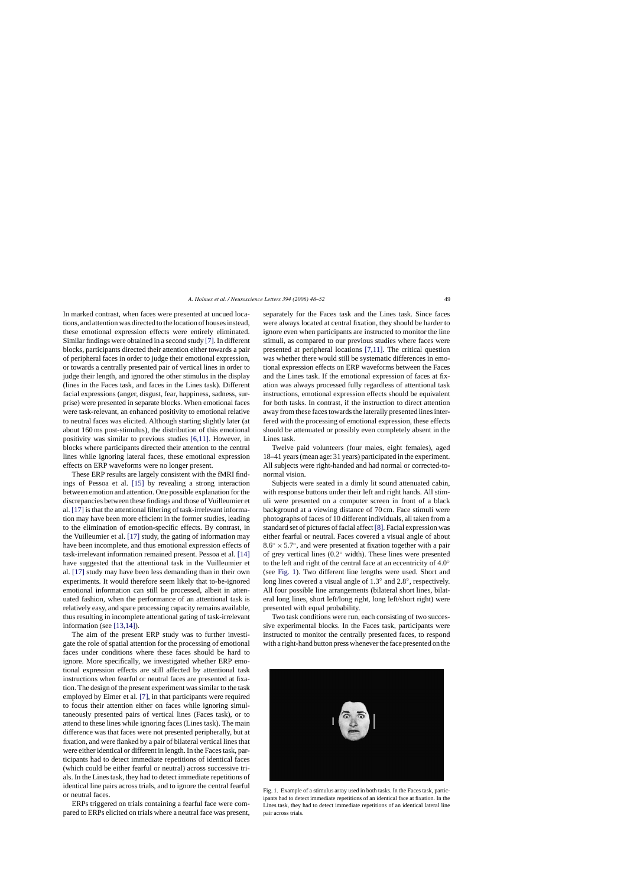In marked contrast, when faces were presented at uncued locations, and attention was directed to the location of houses instead, these emotional expression effects were entirely eliminated. Similar findings were obtained in a second study [7]. In different blocks, participants directed their attention either towards a pair of peripheral faces in order to judge their emotional expression, or towards a centrally presented pair of vertical lines in order to judge their length, and ignored the other stimulus in the display (lines in the Faces task, and faces in the Lines task). Different facial expressions (anger, disgust, fear, happiness, sadness, surprise) were presented in separate blocks. When emotional faces were task-relevant, an enhanced positivity to emotional relative to neutral faces was elicited. Although starting slightly later (at about 160 ms post-stimulus), the distribution of this emotional positivity was similar to previous studies [6,11]. However, in blocks where participants directed their attention to the central lines while ignoring lateral faces, these emotional expression effects on ERP waveforms were no longer present.

These ERP results are largely consistent with the fMRI findings of Pessoa et al. [15] by revealing a strong interaction between emotion and attention. One possible explanation for the discrepancies between these findings and those of Vuilleumier et al. [17] is that the attentional filtering of task-irrelevant information may have been more efficient in the former studies, leading to the elimination of emotion-specific effects. By contrast, in the Vuilleumier et al. [17] study, the gating of information may have been incomplete, and thus emotional expression effects of task-irrelevant information remained present. Pessoa et al. [14] have suggested that the attentional task in the Vuilleumier et al. [17] study may have been less demanding than in their own experiments. It would therefore seem likely that to-be-ignored emotional information can still be processed, albeit in attenuated fashion, when the performance of an attentional task is relatively easy, and spare processing capacity remains available, thus resulting in incomplete attentional gating of task-irrelevant information (see [13,14]).

The aim of the present ERP study was to further investigate the role of spatial attention for the processing of emotional faces under conditions where these faces should be hard to ignore. More specifically, we investigated whether ERP emotional expression effects are still affected by attentional task instructions when fearful or neutral faces are presented at fixation. The design of the present experiment was similar to the task employed by Eimer et al. [7], in that participants were required to focus their attention either on faces while ignoring simultaneously presented pairs of vertical lines (Faces task), or to attend to these lines while ignoring faces (Lines task). The main difference was that faces were not presented peripherally, but at fixation, and were flanked by a pair of bilateral vertical lines that were either identical or different in length. In the Faces task, participants had to detect immediate repetitions of identical faces (which could be either fearful or neutral) across successive trials. In the Lines task, they had to detect immediate repetitions of identical line pairs across trials, and to ignore the central fearful or neutral faces.

ERPs triggered on trials containing a fearful face were compared to ERPs elicited on trials where a neutral face was present, separately for the Faces task and the Lines task. Since faces were always located at central fixation, they should be harder to ignore even when participants are instructed to monitor the line stimuli, as compared to our previous studies where faces were presented at peripheral locations [7,11]. The critical question was whether there would still be systematic differences in emotional expression effects on ERP waveforms between the Faces and the Lines task. If the emotional expression of faces at fixation was always processed fully regardless of attentional task instructions, emotional expression effects should be equivalent for both tasks. In contrast, if the instruction to direct attention away from these faces towards the laterally presented lines interfered with the processing of emotional expression, these effects should be attenuated or possibly even completely absent in the Lines task.

Twelve paid volunteers (four males, eight females), aged 18–41 years (mean age: 31 years) participated in the experiment. All subjects were right-handed and had normal or corrected-to-normal vision.

Subjects were seated in a dimly lit sound attenuated cabin, with response buttons under their left and right hands. All stimuli were presented on a computer screen in front of a black background at a viewing distance of 70 cm. Face stimuli were photographs of faces of 10 different individuals, all taken from a standard set of pictures of facial affect [8]. Facial expression was either fearful or neutral. Faces covered a visual angle of about $8.6^\circ \times 5.7^\circ$, and were presented at fixation together with a pair of grey vertical lines ($0.2^\circ$ width). These lines were presented to the left and right of the central face at an eccentricity of $4.0^\circ$ (see Fig. 1). Two different line lengths were used. Short and long lines covered a visual angle of $1.3^\circ$ and $2.8^\circ$, respectively. All four possible line arrangements (bilateral short lines, bilateral long lines, short left/long right, long left/short right) were presented with equal probability.

Two task conditions were run, each consisting of two successive experimental blocks. In the Faces task, participants were instructed to monitor the centrally presented faces, to respond with a right-hand button press whenever the face presented on the

Fig. 1. Example of a stimulus array used in both tasks. In the Faces task, participants had to detect immediate repetitions of an identical face at fixation. In the Lines task, they had to detect immediate repetitions of an identical lateral line pair across trials.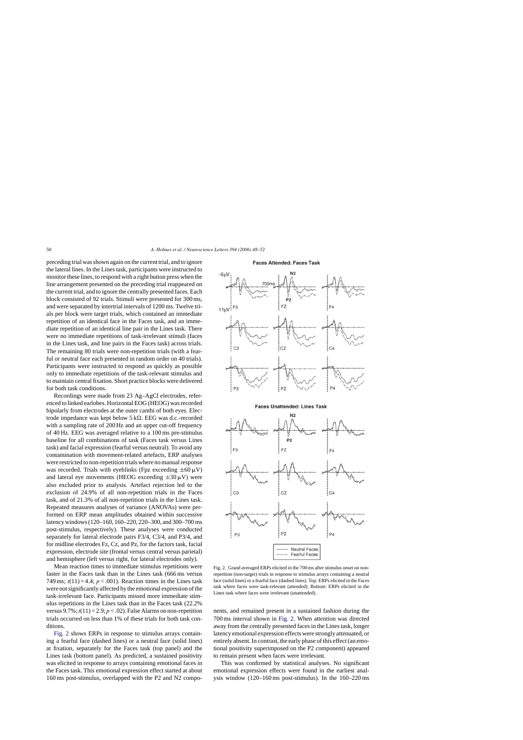preceding trial was shown again on the current trial, and to ignore the lateral lines. In the Lines task, participants were instructed to monitor these lines, to respond with a right button press when the line arrangement presented on the preceding trial reappeared on the current trial, and to ignore the centrally presented faces. Each block consisted of 92 trials. Stimuli were presented for 300 ms, and were separated by intertrial intervals of 1200 ms. Twelve trials per block were target trials, which contained an immediate repetition of an identical face in the Faces task, and an immediate repetition of an identical line pair in the Lines task. There were no immediate repetitions of task-irrelevant stimuli (faces in the Lines task, and line pairs in the Faces task) across trials. The remaining 80 trials were non-repetition trials (with a fearful or neutral face each presented in random order on 40 trials). Participants were instructed to respond as quickly as possible only to immediate repetitions of the task-relevant stimulus and to maintain central fixation. Short practice blocks were delivered for both task conditions.

Recordings were made from 23 Ag–AgCl electrodes, referenced to linked earlobes. Horizontal EOG (HEOG) was recorded bipolarly from electrodes at the outer canthi of both eyes. Electrode impedance was kept below 5 kΩ. EEG was d.c.-recorded with a sampling rate of 200 Hz and an upper cut-off frequency of 40 Hz. EEG was averaged relative to a 100 ms pre-stimulus baseline for all combinations of task (Faces task versus Lines task) and facial expression (fearful versus neutral). To avoid any contamination with movement-related artefacts, ERP analyses were restricted to non-repetition trials where no manual response was recorded. Trials with eyeblinks (Fpz exceeding ±60 μV) and lateral eye movements (HEOG exceeding ±30 μV) were also excluded prior to analysis. Artefact rejection led to the exclusion of 24.9% of all non-repetition trials in the Faces task, and of 21.3% of all non-repetition trials in the Lines task. Repeated measures analyses of variance (ANOVAs) were performed on ERP mean amplitudes obtained within successive latency windows (120–160, 160–220, 220–300, and 300–700 ms post-stimulus, respectively). These analyses were conducted separately for lateral electrode pairs F3/4, C3/4, and P3/4, and for midline electrodes Fz, Cz, and Pz, for the factors task, facial expression, electrode site (frontal versus central versus parietal) and hemisphere (left versus right, for lateral electrodes only).

Mean reaction times to immediate stimulus repetitions were faster in the Faces task than in the Lines task (666 ms versus 749 ms; $t(11) = 4.4$; $p < .001$). Reaction times in the Lines task were not significantly affected by the emotional expression of the task-irrelevant face. Participants missed more immediate stimulus repetitions in the Lines task than in the Faces task (22.2% versus 9.7%; $t(11) = 2.9$; $p < .02$). False Alarms on non-repetition trials occurred on less than 1% of these trials for both task conditions.

Fig. 2 shows ERPs in response to stimulus arrays containing a fearful face (dashed lines) or a neutral face (solid lines) at fixation, separately for the Faces task (top panel) and the Lines task (bottom panel). As predicted, a sustained positivity was elicited in response to arrays containing emotional faces in the Faces task. This emotional expression effect started at about 160 ms post-stimulus, overlapped with the P2 and N2 components, and remained present in a sustained fashion during the 700 ms interval shown in Fig. 2. When attention was directed away from the centrally presented faces in the Lines task, longer latency emotional expression effects were strongly attenuated, or entirely absent. In contrast, the early phase of this effect (an emotional positivity superimposed on the P2 component) appeared to remain present when faces were irrelevant.

Fig. 2. Grand averaged ERPs elicited in the 700 ms after stimulus onset on non-repetition (non-target) trials in response to stimulus arrays containing a neutral face (solid lines) or a fearful face (dashed lines). Top: ERPs elicited in the Faces task where faces were task-relevant (attended). Bottom: ERPs elicited in the Lines task where faces were irrelevant (unattended).

This was confirmed by statistical analyses. No significant emotional expression effects were found in the earliest analysis window (120–160 ms post-stimulus). In the 160–220 ms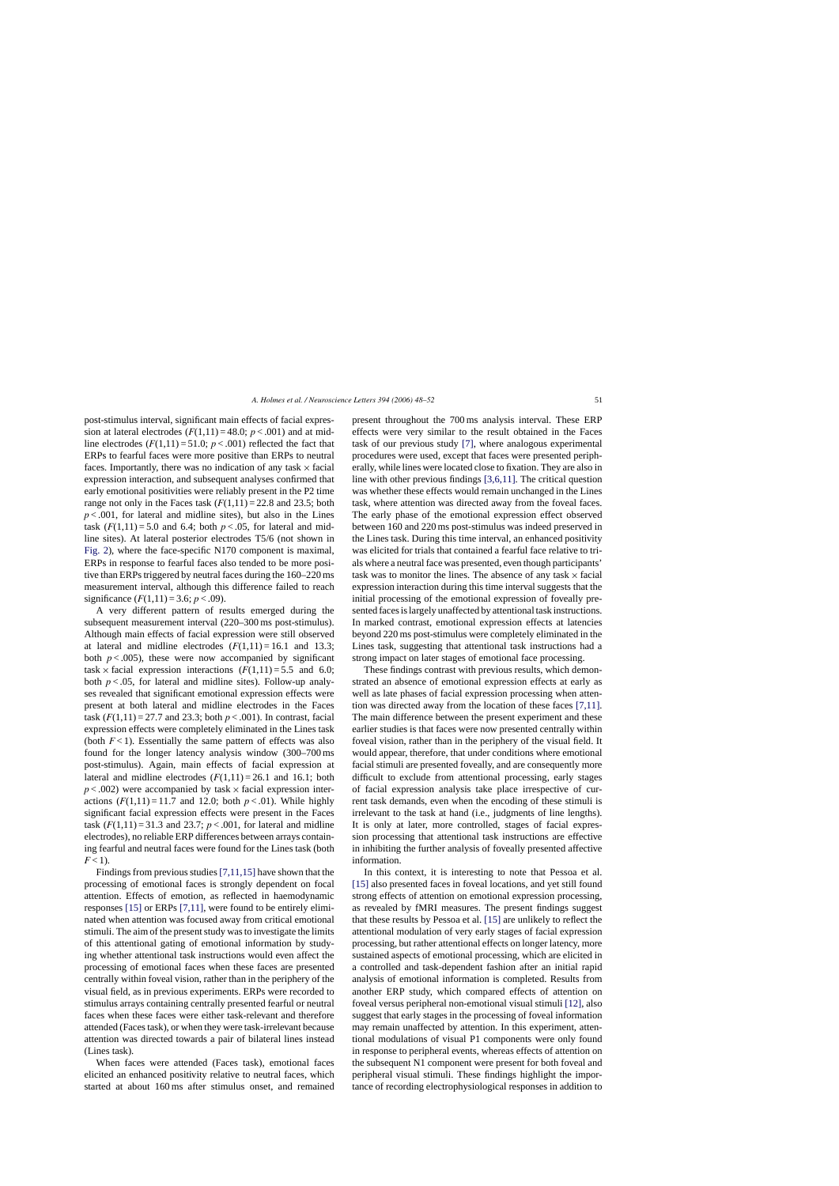post-stimulus interval, significant main effects of facial expression at lateral electrodes ($F(1,11) = 48.0$; $p < .001$) and at midline electrodes ($F(1,11) = 51.0$; $p < .001$) reflected the fact that ERPs to fearful faces were more positive than ERPs to neutral faces. Importantly, there was no indication of any task × facial expression interaction, and subsequent analyses confirmed that early emotional positivities were reliably present in the P2 time range not only in the Faces task ($F(1,11) = 22.8$ and 23.5; both $p < .001$, for lateral and midline sites), but also in the Lines task ($F(1,11) = 5.0$ and 6.4; both $p < .05$, for lateral and midline sites). At lateral posterior electrodes T5/6 (not shown in Fig. 2), where the face-specific N170 component is maximal, ERPs in response to fearful faces also tended to be more positive than ERPs triggered by neutral faces during the 160–220 ms measurement interval, although this difference failed to reach significance ($F(1,11) = 3.6$; $p < .09$).

A very different pattern of results emerged during the subsequent measurement interval (220–300 ms post-stimulus). Although main effects of facial expression were still observed at lateral and midline electrodes ($F(1,11) = 16.1$ and 13.3; both $p < .005$), these were now accompanied by significant task × facial expression interactions ($F(1,11) = 5.5$ and 6.0; both $p < .05$, for lateral and midline sites). Follow-up analyses revealed that significant emotional expression effects were present at both lateral and midline electrodes in the Faces task ($F(1,11) = 27.7$ and 23.3; both $p < .001$). In contrast, facial expression effects were completely eliminated in the Lines task (both $F < 1$). Essentially the same pattern of effects was also found for the longer latency analysis window (300–700 ms post-stimulus). Again, main effects of facial expression at lateral and midline electrodes ($F(1,11) = 26.1$ and 16.1; both $p < .002$) were accompanied by task × facial expression interactions ($F(1,11) = 11.7$ and 12.0; both $p < .01$). While highly significant facial expression effects were present in the Faces task ($F(1,11) = 31.3$ and 23.7; $p < .001$, for lateral and midline electrodes), no reliable ERP differences between arrays containing fearful and neutral faces were found for the Lines task (both $F < 1$).

Findings from previous studies [7,11,15] have shown that the processing of emotional faces is strongly dependent on focal attention. Effects of emotion, as reflected in haemodynamic responses [15] or ERPs [7,11], were found to be entirely eliminated when attention was focused away from critical emotional stimuli. The aim of the present study was to investigate the limits of this attentional gating of emotional information by studying whether attentional task instructions would even affect the processing of emotional faces when these faces are presented centrally within foveal vision, rather than in the periphery of the visual field, as in previous experiments. ERPs were recorded to stimulus arrays containing centrally presented fearful or neutral faces when these faces were either task-relevant and therefore attended (Faces task), or when they were task-irrelevant because attention was directed towards a pair of bilateral lines instead (Lines task).

When faces were attended (Faces task), emotional faces elicited an enhanced positivity relative to neutral faces, which started at about 160 ms after stimulus onset, and remained present throughout the 700 ms analysis interval. These ERP effects were very similar to the result obtained in the Faces task of our previous study [7], where analogous experimental procedures were used, except that faces were presented peripherally, while lines were located close to fixation. They are also in line with other previous findings [3,6,11]. The critical question was whether these effects would remain unchanged in the Lines task, where attention was directed away from the foveal faces. The early phase of the emotional expression effect observed between 160 and 220 ms post-stimulus was indeed preserved in the Lines task. During this time interval, an enhanced positivity was elicited for trials that contained a fearful face relative to trials where a neutral face was presented, even though participants' task was to monitor the lines. The absence of any task × facial expression interaction during this time interval suggests that the initial processing of the emotional expression of foveally presented faces is largely unaffected by attentional task instructions. In marked contrast, emotional expression effects at latencies beyond 220 ms post-stimulus were completely eliminated in the Lines task, suggesting that attentional task instructions had a strong impact on later stages of emotional face processing.

These findings contrast with previous results, which demonstrated an absence of emotional expression effects at early as well as late phases of facial expression processing when attention was directed away from the location of these faces [7,11]. The main difference between the present experiment and these earlier studies is that faces were now presented centrally within foveal vision, rather than in the periphery of the visual field. It would appear, therefore, that under conditions where emotional facial stimuli are presented foveally, and are consequently more difficult to exclude from attentional processing, early stages of facial expression analysis take place irrespective of current task demands, even when the encoding of these stimuli is irrelevant to the task at hand (i.e., judgments of line lengths). It is only at later, more controlled, stages of facial expression processing that attentional task instructions are effective in inhibiting the further analysis of foveally presented affective information.

In this context, it is interesting to note that Pessoa et al. [15] also presented faces in foveal locations, and yet still found strong effects of attention on emotional expression processing, as revealed by fMRI measures. The present findings suggest that these results by Pessoa et al. [15] are unlikely to reflect the attentional modulation of very early stages of facial expression processing, but rather attentional effects on longer latency, more sustained aspects of emotional processing, which are elicited in a controlled and task-dependent fashion after an initial rapid analysis of emotional information is completed. Results from another ERP study, which compared effects of attention on foveal versus peripheral non-emotional visual stimuli [12], also suggest that early stages in the processing of foveal information may remain unaffected by attention. In this experiment, attentional modulations of visual P1 components were only found in response to peripheral events, whereas effects of attention on the subsequent N1 component were present for both foveal and peripheral visual stimuli. These findings highlight the importance of recording electrophysiological responses in addition to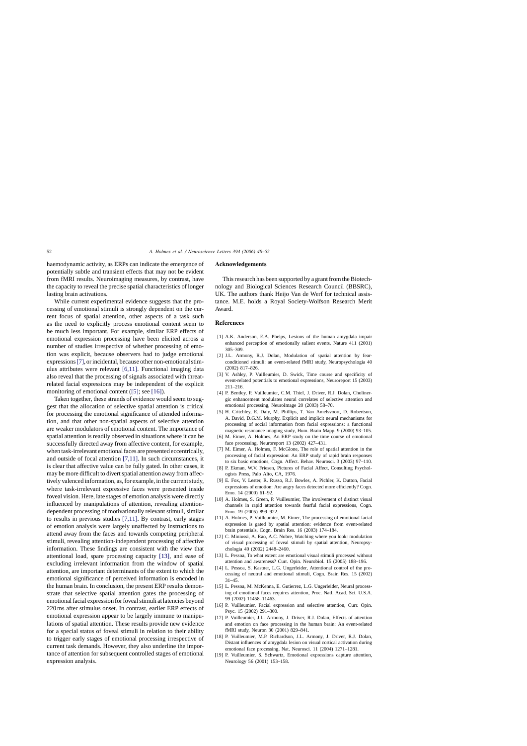haemodynamic activity, as ERPs can indicate the emergence of potentially subtle and transient effects that may not be evident from fMRI results. Neuroimaging measures, by contrast, have the capacity to reveal the precise spatial characteristics of longer lasting brain activations.

While current experimental evidence suggests that the processing of emotional stimuli is strongly dependent on the current focus of spatial attention, other aspects of a task such as the need to explicitly process emotional content seem to be much less important. For example, similar ERP effects of emotional expression processing have been elicited across a number of studies irrespective of whether processing of emotion was explicit, because observers had to judge emotional expressions [7], or incidental, because other non-emotional stimulus attributes were relevant [6,11]. Functional imaging data also reveal that the processing of signals associated with threat-related facial expressions may be independent of the explicit monitoring of emotional content ([5]; see [16]).

Taken together, these strands of evidence would seem to suggest that the allocation of selective spatial attention is critical for processing the emotional significance of attended information, and that other non-spatial aspects of selective attention are weaker modulators of emotional content. The importance of spatial attention is readily observed in situations where it can be successfully directed away from affective content, for example, when task-irrelevant emotional faces are presented eccentrically, and outside of focal attention [7,11]. In such circumstances, it is clear that affective value can be fully gated. In other cases, it may be more difficult to divert spatial attention away from affectively valenced information, as, for example, in the current study, where task-irrelevant expressive faces were presented inside foveal vision. Here, late stages of emotion analysis were directly influenced by manipulations of attention, revealing attention-dependent processing of motivationally relevant stimuli, similar to results in previous studies [7,11]. By contrast, early stages of emotion analysis were largely unaffected by instructions to attend away from the faces and towards competing peripheral stimuli, revealing attention-independent processing of affective information. These findings are consistent with the view that attentional load, spare processing capacity [13], and ease of excluding irrelevant information from the window of spatial attention, are important determinants of the extent to which the emotional significance of perceived information is encoded in the human brain. In conclusion, the present ERP results demonstrate that selective spatial attention gates the processing of emotional facial expression for foveal stimuli at latencies beyond 220 ms after stimulus onset. In contrast, earlier ERP effects of emotional expression appear to be largely immune to manipulations of spatial attention. These results provide new evidence for a special status of foveal stimuli in relation to their ability to trigger early stages of emotional processing irrespective of current task demands. However, they also underline the importance of attention for subsequent controlled stages of emotional expression analysis.

## Acknowledgements

This research has been supported by a grant from the Biotechnology and Biological Sciences Research Council (BBSRC), UK. The authors thank Heijo Van de Werf for technical assistance. M.E. holds a Royal Society-Wolfson Research Merit Award.

## References

[1] A.K. Anderson, E.A. Phelps, Lesions of the human amygdala impair enhanced perception of emotionally salient events, Nature 411 (2001) 305–309.

[2] J.L. Armony, R.J. Dolan, Modulation of spatial attention by fear-conditioned stimuli: an event-related fMRI study, Neuropsychologia 40 (2002) 817–826.

[3] V. Ashley, P. Vuilleumier, D. Swick, Time course and specificity of event-related potentials to emotional expressions, Neuroreport 15 (2003) 211–216.

[4] P. Bentley, P. Vuilleumier, C.M. Thiel, J. Driver, R.J. Dolan, Cholinergic enhancement modulates neural correlates of selective attention and emotional processing, NeuroImage 20 (2003) 58–70.

[5] H. Critchley, E. Daly, M. Phillips, T. Van Amelsvoort, D. Robertson, A. David, D.G.M. Murphy, Explicit and implicit neural mechanisms for processing of social information from facial expressions: a functional magnetic resonance imaging study, Hum. Brain Mapp. 9 (2000) 93–105.

[6] M. Eimer, A. Holmes, An ERP study on the time course of emotional face processing, Neuroreport 13 (2002) 427–431.

[7] M. Eimer, A. Holmes, F. McGlone, The role of spatial attention in the processing of facial expression: An ERP study of rapid brain responses to six basic emotions, Cogn. Affect. Behav. Neurosci. 3 (2003) 97–110.

[8] P. Ekman, W.V. Friesen, Pictures of Facial Affect, Consulting Psychologists Press, Palo Alto, CA, 1976.

[9] E. Fox, V. Lester, R. Russo, R.J. Bowles, A. Pichler, K. Dutton, Facial expressions of emotion: Are angry faces detected more efficiently? Cogn. Emo. 14 (2000) 61–92.

[10] A. Holmes, S. Green, P. Vuilleumier, The involvement of distinct visual channels in rapid attention towards fearful facial expressions, Cogn. Emo. 19 (2005) 899–922.

[11] A. Holmes, P. Vuilleumier, M. Eimer, The processing of emotional facial expression is gated by spatial attention: evidence from event-related brain potentials, Cogn. Brain Res. 16 (2003) 174–184.

[12] C. Miniussi, A. Rao, A.C. Nobre, Watching where you look: modulation of visual processing of foveal stimuli by spatial attention, Neuropsychologia 40 (2002) 2448–2460.

[13] L. Pessoa, To what extent are emotional visual stimuli processed without attention and awareness? Curr. Opin. Neurobiol. 15 (2005) 188–196.

[14] L. Pessoa, S. Kastner, L.G. Ungerleider, Attentional control of the processing of neutral and emotional stimuli, Cogn. Brain Res. 15 (2002) 31–45.

[15] L. Pessoa, M. McKenna, E. Gutierrez, L.G. Ungerleider, Neural processing of emotional faces requires attention, Proc. Natl. Acad. Sci. U.S.A. 99 (2002) 11458–11463.

[16] P. Vuilleumier, Facial expression and selective attention, Curr. Opin. Psyc. 15 (2002) 291–300.

[17] P. Vuilleumier, J.L. Armony, J. Driver, R.J. Dolan, Effects of attention and emotion on face processing in the human brain: An event-related fMRI study, Neuron 30 (2001) 829–841.

[18] P. Vuilleumier, M.P. Richardson, J.L. Armony, J. Driver, R.J. Dolan, Distant influences of amygdala lesion on visual cortical activation during emotional face processing, Nat. Neurosci. 11 (2004) 1271–1281.

[19] P. Vuilleumier, S. Schwartz, Emotional expressions capture attention, Neurology 56 (2001) 153–158.